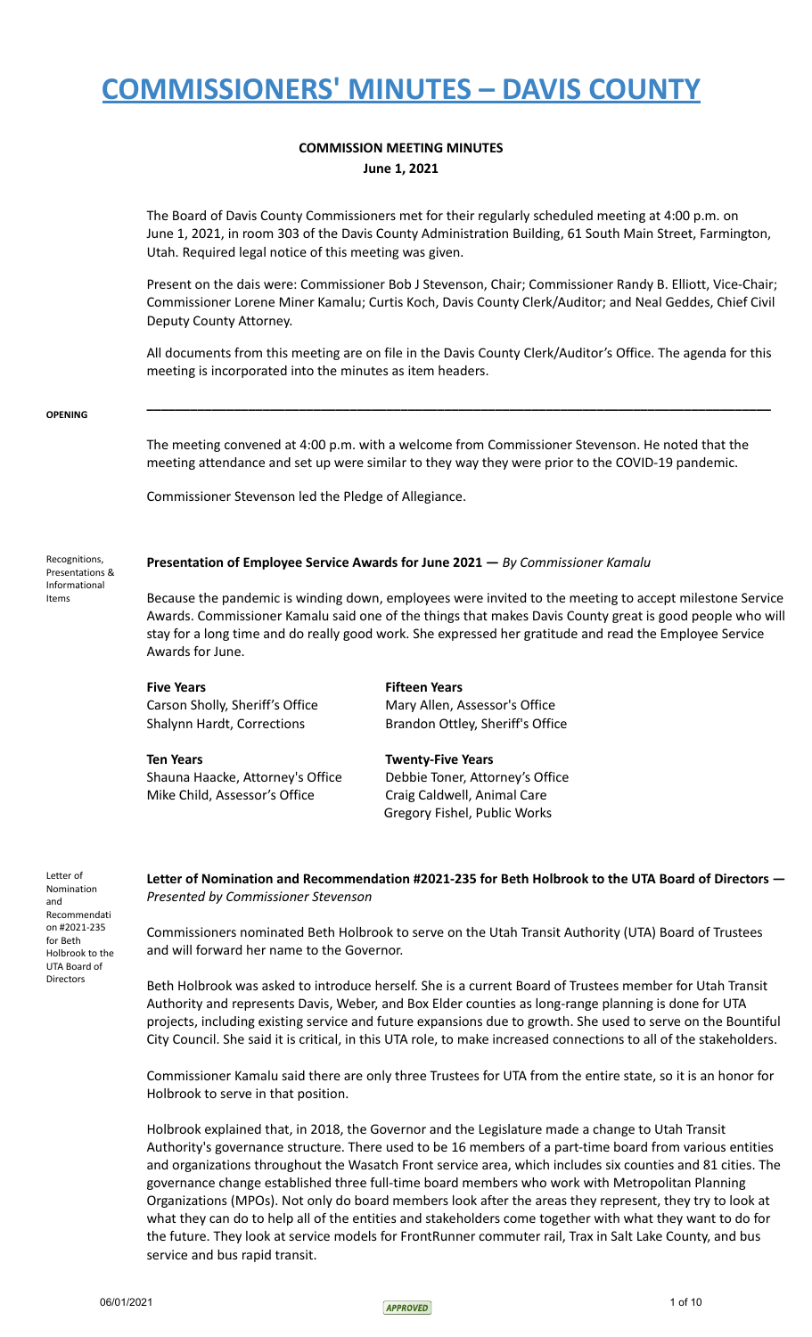# COMMISSIONERS' MINUTES – DAVIS COUNTY

**COMMISSION MEETING MINUTES**
**June 1, 2021**

The Board of Davis County Commissioners met for their regularly scheduled meeting at 4:00 p.m. on June 1, 2021, in room 303 of the Davis County Administration Building, 61 South Main Street, Farmington, Utah. Required legal notice of this meeting was given.

Present on the dais were: Commissioner Bob J Stevenson, Chair; Commissioner Randy B. Elliott, Vice-Chair; Commissioner Lorene Miner Kamalu; Curtis Koch, Davis County Clerk/Auditor; and Neal Geddes, Chief Civil Deputy County Attorney.

All documents from this meeting are on file in the Davis County Clerk/Auditor's Office. The agenda for this meeting is incorporated into the minutes as item headers.

---

**OPENING**

The meeting convened at 4:00 p.m. with a welcome from Commissioner Stevenson. He noted that the meeting attendance and set up were similar to they way they were prior to the COVID-19 pandemic.

Commissioner Stevenson led the Pledge of Allegiance.

Recognitions, Presentations & Informational Items

**Presentation of Employee Service Awards for June 2021 —** *By Commissioner Kamalu*

Because the pandemic is winding down, employees were invited to the meeting to accept milestone Service Awards. Commissioner Kamalu said one of the things that makes Davis County great is good people who will stay for a long time and do really good work. She expressed her gratitude and read the Employee Service Awards for June.

**Five Years**
Carson Sholly, Sheriff's Office
Shalynn Hardt, Corrections

**Ten Years**
Shauna Haacke, Attorney's Office
Mike Child, Assessor's Office

**Fifteen Years**
Mary Allen, Assessor's Office
Brandon Ottley, Sheriff's Office

**Twenty-Five Years**
Debbie Toner, Attorney's Office
Craig Caldwell, Animal Care
Gregory Fishel, Public Works

Letter of Nomination and Recommendation #2021-235 for Beth Holbrook to the UTA Board of Directors

**Letter of Nomination and Recommendation #2021-235 for Beth Holbrook to the UTA Board of Directors —** *Presented by Commissioner Stevenson*

Commissioners nominated Beth Holbrook to serve on the Utah Transit Authority (UTA) Board of Trustees and will forward her name to the Governor.

Beth Holbrook was asked to introduce herself. She is a current Board of Trustees member for Utah Transit Authority and represents Davis, Weber, and Box Elder counties as long-range planning is done for UTA projects, including existing service and future expansions due to growth. She used to serve on the Bountiful City Council. She said it is critical, in this UTA role, to make increased connections to all of the stakeholders.

Commissioner Kamalu said there are only three Trustees for UTA from the entire state, so it is an honor for Holbrook to serve in that position.

Holbrook explained that, in 2018, the Governor and the Legislature made a change to Utah Transit Authority's governance structure. There used to be 16 members of a part-time board from various entities and organizations throughout the Wasatch Front service area, which includes six counties and 81 cities. The governance change established three full-time board members who work with Metropolitan Planning Organizations (MPOs). Not only do board members look after the areas they represent, they try to look at what they can do to help all of the entities and stakeholders come together with what they want to do for the future. They look at service models for FrontRunner commuter rail, Trax in Salt Lake County, and bus service and bus rapid transit.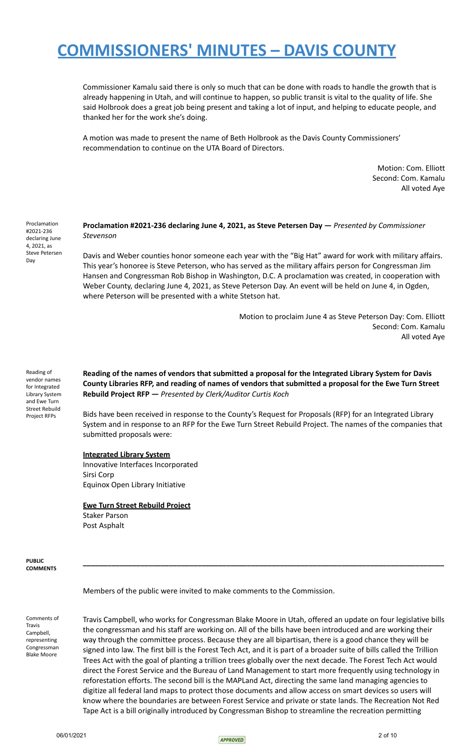Commissioner Kamalu said there is only so much that can be done with roads to handle the growth that is already happening in Utah, and will continue to happen, so public transit is vital to the quality of life. She said Holbrook does a great job being present and taking a lot of input, and helping to educate people, and thanked her for the work she's doing.

A motion was made to present the name of Beth Holbrook as the Davis County Commissioners' recommendation to continue on the UTA Board of Directors.

Motion: Com. Elliott
Second: Com. Kamalu
All voted Aye

Proclamation #2021-236 declaring June 4, 2021, as Steve Petersen Day

**Proclamation #2021-236 declaring June 4, 2021, as Steve Petersen Day —** *Presented by Commissioner Stevenson*

Davis and Weber counties honor someone each year with the "Big Hat" award for work with military affairs. This year's honoree is Steve Peterson, who has served as the military affairs person for Congressman Jim Hansen and Congressman Rob Bishop in Washington, D.C. A proclamation was created, in cooperation with Weber County, declaring June 4, 2021, as Steve Peterson Day. An event will be held on June 4, in Ogden, where Peterson will be presented with a white Stetson hat.

Motion to proclaim June 4 as Steve Peterson Day: Com. Elliott
Second: Com. Kamalu
All voted Aye

Reading of vendor names for Integrated Library System and Ewe Turn Street Rebuild Project RFPs

**Reading of the names of vendors that submitted a proposal for the Integrated Library System for Davis County Libraries RFP, and reading of names of vendors that submitted a proposal for the Ewe Turn Street Rebuild Project RFP —** *Presented by Clerk/Auditor Curtis Koch*

Bids have been received in response to the County's Request for Proposals (RFP) for an Integrated Library System and in response to an RFP for the Ewe Turn Street Rebuild Project. The names of the companies that submitted proposals were:

**Integrated Library System**
Innovative Interfaces Incorporated
Sirsi Corp
Equinox Open Library Initiative

**Ewe Turn Street Rebuild Project**
Staker Parson
Post Asphalt

**PUBLIC COMMENTS**

---

Members of the public were invited to make comments to the Commission.

Comments of Travis Campbell, representing Congressman Blake Moore

Travis Campbell, who works for Congressman Blake Moore in Utah, offered an update on four legislative bills the congressman and his staff are working on. All of the bills have been introduced and are working their way through the committee process. Because they are all bipartisan, there is a good chance they will be signed into law. The first bill is the Forest Tech Act, and it is part of a broader suite of bills called the Trillion Trees Act with the goal of planting a trillion trees globally over the next decade. The Forest Tech Act would direct the Forest Service and the Bureau of Land Management to start more frequently using technology in reforestation efforts. The second bill is the MAPLand Act, directing the same land managing agencies to digitize all federal land maps to protect those documents and allow access on smart devices so users will know where the boundaries are between Forest Service and private or state lands. The Recreation Not Red Tape Act is a bill originally introduced by Congressman Bishop to streamline the recreation permitting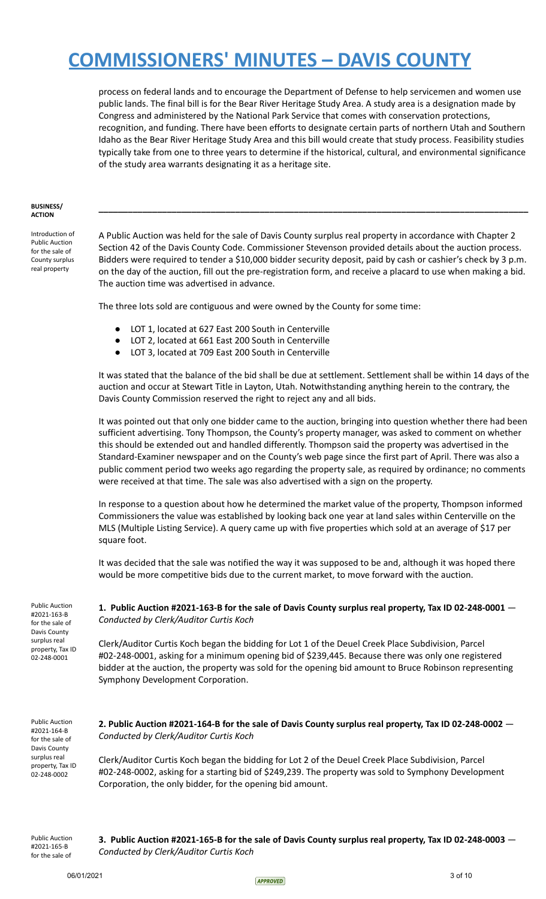process on federal lands and to encourage the Department of Defense to help servicemen and women use public lands. The final bill is for the Bear River Heritage Study Area. A study area is a designation made by Congress and administered by the National Park Service that comes with conservation protections, recognition, and funding. There have been efforts to designate certain parts of northern Utah and Southern Idaho as the Bear River Heritage Study Area and this bill would create that study process. Feasibility studies typically take from one to three years to determine if the historical, cultural, and environmental significance of the study area warrants designating it as a heritage site.

**BUSINESS/ ACTION**

---

Introduction of Public Auction for the sale of County surplus real property

A Public Auction was held for the sale of Davis County surplus real property in accordance with Chapter 2 Section 42 of the Davis County Code. Commissioner Stevenson provided details about the auction process. Bidders were required to tender a $10,000 bidder security deposit, paid by cash or cashier's check by 3 p.m. on the day of the auction, fill out the pre-registration form, and receive a placard to use when making a bid. The auction time was advertised in advance.

The three lots sold are contiguous and were owned by the County for some time:

- LOT 1, located at 627 East 200 South in Centerville
- LOT 2, located at 661 East 200 South in Centerville
- LOT 3, located at 709 East 200 South in Centerville

It was stated that the balance of the bid shall be due at settlement. Settlement shall be within 14 days of the auction and occur at Stewart Title in Layton, Utah. Notwithstanding anything herein to the contrary, the Davis County Commission reserved the right to reject any and all bids.

It was pointed out that only one bidder came to the auction, bringing into question whether there had been sufficient advertising. Tony Thompson, the County's property manager, was asked to comment on whether this should be extended out and handled differently. Thompson said the property was advertised in the Standard-Examiner newspaper and on the County's web page since the first part of April. There was also a public comment period two weeks ago regarding the property sale, as required by ordinance; no comments were received at that time. The sale was also advertised with a sign on the property.

In response to a question about how he determined the market value of the property, Thompson informed Commissioners the value was established by looking back one year at land sales within Centerville on the MLS (Multiple Listing Service). A query came up with five properties which sold at an average of $17 per square foot.

It was decided that the sale was notified the way it was supposed to be and, although it was hoped there would be more competitive bids due to the current market, to move forward with the auction.

Public Auction #2021-163-B for the sale of Davis County surplus real property, Tax ID 02-248-0001

**1. Public Auction #2021-163-B for the sale of Davis County surplus real property, Tax ID 02-248-0001** — *Conducted by Clerk/Auditor Curtis Koch*

Clerk/Auditor Curtis Koch began the bidding for Lot 1 of the Deuel Creek Place Subdivision, Parcel #02-248-0001, asking for a minimum opening bid of $239,445. Because there was only one registered bidder at the auction, the property was sold for the opening bid amount to Bruce Robinson representing Symphony Development Corporation.

Public Auction #2021-164-B for the sale of Davis County surplus real property, Tax ID 02-248-0002

**2. Public Auction #2021-164-B for the sale of Davis County surplus real property, Tax ID 02-248-0002** — *Conducted by Clerk/Auditor Curtis Koch*

Clerk/Auditor Curtis Koch began the bidding for Lot 2 of the Deuel Creek Place Subdivision, Parcel #02-248-0002, asking for a starting bid of $249,239. The property was sold to Symphony Development Corporation, the only bidder, for the opening bid amount.

Public Auction #2021-165-B for the sale of

**3. Public Auction #2021-165-B for the sale of Davis County surplus real property, Tax ID 02-248-0003** — *Conducted by Clerk/Auditor Curtis Koch*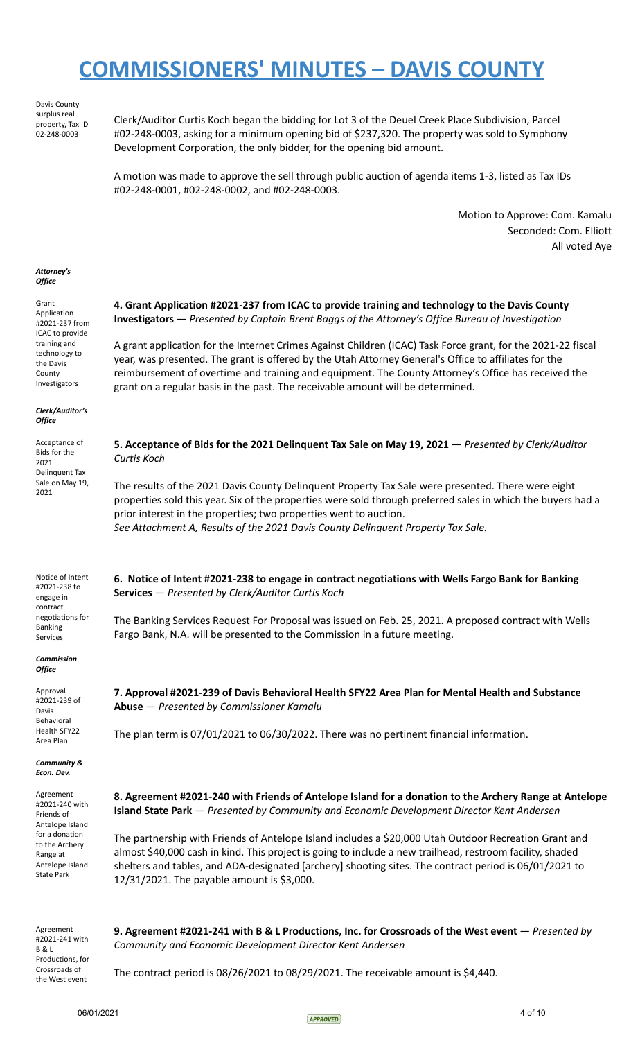# COMMISSIONERS' MINUTES – DAVIS COUNTY

Davis County surplus real property, Tax ID 02-248-0003

Clerk/Auditor Curtis Koch began the bidding for Lot 3 of the Deuel Creek Place Subdivision, Parcel #02-248-0003, asking for a minimum opening bid of $237,320. The property was sold to Symphony Development Corporation, the only bidder, for the opening bid amount.

A motion was made to approve the sell through public auction of agenda items 1-3, listed as Tax IDs #02-248-0001, #02-248-0002, and #02-248-0003.

Motion to Approve: Com. Kamalu
Seconded: Com. Elliott
All voted Aye

***Attorney's Office***

Grant Application #2021-237 from ICAC to provide training and technology to the Davis County Investigators

**4. Grant Application #2021-237 from ICAC to provide training and technology to the Davis County Investigators** — *Presented by Captain Brent Baggs of the Attorney's Office Bureau of Investigation*

A grant application for the Internet Crimes Against Children (ICAC) Task Force grant, for the 2021-22 fiscal year, was presented. The grant is offered by the Utah Attorney General's Office to affiliates for the reimbursement of overtime and training and equipment. The County Attorney's Office has received the grant on a regular basis in the past. The receivable amount will be determined.

***Clerk/Auditor's Office***

Acceptance of Bids for the 2021 Delinquent Tax Sale on May 19, 2021

**5. Acceptance of Bids for the 2021 Delinquent Tax Sale on May 19, 2021** — *Presented by Clerk/Auditor Curtis Koch*

The results of the 2021 Davis County Delinquent Property Tax Sale were presented. There were eight properties sold this year. Six of the properties were sold through preferred sales in which the buyers had a prior interest in the properties; two properties went to auction.
*See Attachment A, Results of the 2021 Davis County Delinquent Property Tax Sale.*

Notice of Intent #2021-238 to engage in contract negotiations for Banking Services

**6. Notice of Intent #2021-238 to engage in contract negotiations with Wells Fargo Bank for Banking Services** — *Presented by Clerk/Auditor Curtis Koch*

The Banking Services Request For Proposal was issued on Feb. 25, 2021. A proposed contract with Wells Fargo Bank, N.A. will be presented to the Commission in a future meeting.

***Commission Office***

Approval #2021-239 of Davis Behavioral Health SFY22 Area Plan

**7. Approval #2021-239 of Davis Behavioral Health SFY22 Area Plan for Mental Health and Substance Abuse** — *Presented by Commissioner Kamalu*

The plan term is 07/01/2021 to 06/30/2022. There was no pertinent financial information.

***Community & Econ. Dev.***

Agreement #2021-240 with Friends of Antelope Island for a donation to the Archery Range at Antelope Island State Park

**8. Agreement #2021-240 with Friends of Antelope Island for a donation to the Archery Range at Antelope Island State Park** — *Presented by Community and Economic Development Director Kent Andersen*

The partnership with Friends of Antelope Island includes a $20,000 Utah Outdoor Recreation Grant and almost $40,000 cash in kind. This project is going to include a new trailhead, restroom facility, shaded shelters and tables, and ADA-designated [archery] shooting sites. The contract period is 06/01/2021 to 12/31/2021. The payable amount is $3,000.

Agreement #2021-241 with B & L Productions, for Crossroads of the West event

**9. Agreement #2021-241 with B & L Productions, Inc. for Crossroads of the West event** — *Presented by Community and Economic Development Director Kent Andersen*

The contract period is 08/26/2021 to 08/29/2021. The receivable amount is $4,440.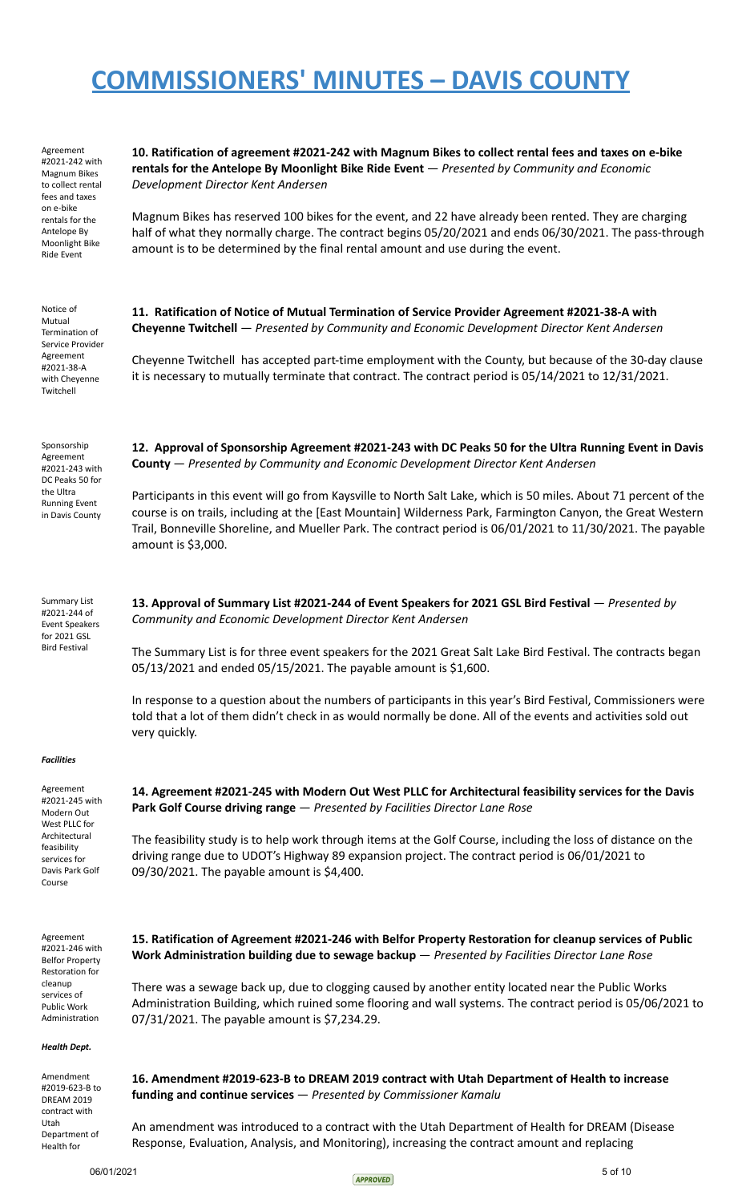# COMMISSIONERS' MINUTES – DAVIS COUNTY

Agreement #2021-242 with Magnum Bikes to collect rental fees and taxes on e-bike rentals for the Antelope By Moonlight Bike Ride Event

**10. Ratification of agreement #2021-242 with Magnum Bikes to collect rental fees and taxes on e-bike rentals for the Antelope By Moonlight Bike Ride Event** — *Presented by Community and Economic Development Director Kent Andersen*

Magnum Bikes has reserved 100 bikes for the event, and 22 have already been rented. They are charging half of what they normally charge. The contract begins 05/20/2021 and ends 06/30/2021. The pass-through amount is to be determined by the final rental amount and use during the event.

Notice of Mutual Termination of Service Provider Agreement #2021-38-A with Cheyenne Twitchell

**11. Ratification of Notice of Mutual Termination of Service Provider Agreement #2021-38-A with Cheyenne Twitchell** — *Presented by Community and Economic Development Director Kent Andersen*

Cheyenne Twitchell has accepted part-time employment with the County, but because of the 30-day clause it is necessary to mutually terminate that contract. The contract period is 05/14/2021 to 12/31/2021.

Sponsorship Agreement #2021-243 with DC Peaks 50 for the Ultra Running Event in Davis County

**12. Approval of Sponsorship Agreement #2021-243 with DC Peaks 50 for the Ultra Running Event in Davis County** — *Presented by Community and Economic Development Director Kent Andersen*

Participants in this event will go from Kaysville to North Salt Lake, which is 50 miles. About 71 percent of the course is on trails, including at the [East Mountain] Wilderness Park, Farmington Canyon, the Great Western Trail, Bonneville Shoreline, and Mueller Park. The contract period is 06/01/2021 to 11/30/2021. The payable amount is $3,000.

Summary List #2021-244 of Event Speakers for 2021 GSL Bird Festival

**13. Approval of Summary List #2021-244 of Event Speakers for 2021 GSL Bird Festival** — *Presented by Community and Economic Development Director Kent Andersen*

The Summary List is for three event speakers for the 2021 Great Salt Lake Bird Festival. The contracts began 05/13/2021 and ended 05/15/2021. The payable amount is $1,600.

In response to a question about the numbers of participants in this year's Bird Festival, Commissioners were told that a lot of them didn't check in as would normally be done. All of the events and activities sold out very quickly.

***Facilities***

Agreement #2021-245 with Modern Out West PLLC for Architectural feasibility services for Davis Park Golf Course

**14. Agreement #2021-245 with Modern Out West PLLC for Architectural feasibility services for the Davis Park Golf Course driving range** — *Presented by Facilities Director Lane Rose*

The feasibility study is to help work through items at the Golf Course, including the loss of distance on the driving range due to UDOT's Highway 89 expansion project. The contract period is 06/01/2021 to 09/30/2021. The payable amount is $4,400.

Agreement #2021-246 with Belfor Property Restoration for cleanup services of Public Work Administration

**15. Ratification of Agreement #2021-246 with Belfor Property Restoration for cleanup services of Public Work Administration building due to sewage backup** — *Presented by Facilities Director Lane Rose*

There was a sewage back up, due to clogging caused by another entity located near the Public Works Administration Building, which ruined some flooring and wall systems. The contract period is 05/06/2021 to 07/31/2021. The payable amount is $7,234.29.

***Health Dept.***

Amendment #2019-623-B to DREAM 2019 contract with Utah Department of Health for

**16. Amendment #2019-623-B to DREAM 2019 contract with Utah Department of Health to increase funding and continue services** — *Presented by Commissioner Kamalu*

An amendment was introduced to a contract with the Utah Department of Health for DREAM (Disease Response, Evaluation, Analysis, and Monitoring), increasing the contract amount and replacing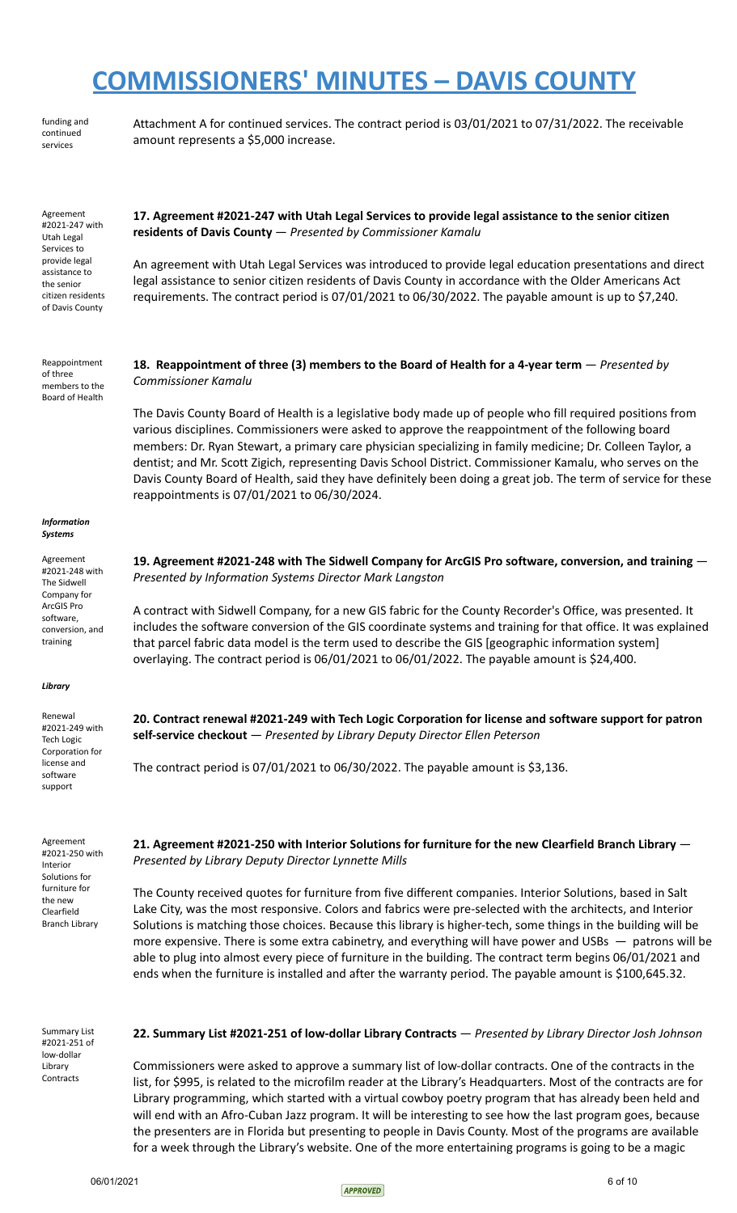# COMMISSIONERS' MINUTES – DAVIS COUNTY

funding and continued services

Attachment A for continued services. The contract period is 03/01/2021 to 07/31/2022. The receivable amount represents a $5,000 increase.

Agreement #2021-247 with Utah Legal Services to provide legal assistance to the senior citizen residents of Davis County

**17. Agreement #2021-247 with Utah Legal Services to provide legal assistance to the senior citizen residents of Davis County** — *Presented by Commissioner Kamalu*

An agreement with Utah Legal Services was introduced to provide legal education presentations and direct legal assistance to senior citizen residents of Davis County in accordance with the Older Americans Act requirements. The contract period is 07/01/2021 to 06/30/2022. The payable amount is up to $7,240.

Reappointment of three members to the Board of Health

**18. Reappointment of three (3) members to the Board of Health for a 4-year term** — *Presented by Commissioner Kamalu*

The Davis County Board of Health is a legislative body made up of people who fill required positions from various disciplines. Commissioners were asked to approve the reappointment of the following board members: Dr. Ryan Stewart, a primary care physician specializing in family medicine; Dr. Colleen Taylor, a dentist; and Mr. Scott Zigich, representing Davis School District. Commissioner Kamalu, who serves on the Davis County Board of Health, said they have definitely been doing a great job. The term of service for these reappointments is 07/01/2021 to 06/30/2024.

***Information Systems***

Agreement #2021-248 with The Sidwell Company for ArcGIS Pro software, conversion, and training

**19. Agreement #2021-248 with The Sidwell Company for ArcGIS Pro software, conversion, and training** — *Presented by Information Systems Director Mark Langston*

A contract with Sidwell Company, for a new GIS fabric for the County Recorder's Office, was presented. It includes the software conversion of the GIS coordinate systems and training for that office. It was explained that parcel fabric data model is the term used to describe the GIS [geographic information system] overlaying. The contract period is 06/01/2021 to 06/01/2022. The payable amount is $24,400.

***Library***

Renewal #2021-249 with Tech Logic Corporation for license and software support

**20. Contract renewal #2021-249 with Tech Logic Corporation for license and software support for patron self-service checkout** — *Presented by Library Deputy Director Ellen Peterson*

The contract period is 07/01/2021 to 06/30/2022. The payable amount is $3,136.

Agreement #2021-250 with Interior Solutions for furniture for the new Clearfield Branch Library

**21. Agreement #2021-250 with Interior Solutions for furniture for the new Clearfield Branch Library** — *Presented by Library Deputy Director Lynnette Mills*

The County received quotes for furniture from five different companies. Interior Solutions, based in Salt Lake City, was the most responsive. Colors and fabrics were pre-selected with the architects, and Interior Solutions is matching those choices. Because this library is higher-tech, some things in the building will be more expensive. There is some extra cabinetry, and everything will have power and USBs — patrons will be able to plug into almost every piece of furniture in the building. The contract term begins 06/01/2021 and ends when the furniture is installed and after the warranty period. The payable amount is $100,645.32.

Summary List #2021-251 of low-dollar Library Contracts

**22. Summary List #2021-251 of low-dollar Library Contracts** — *Presented by Library Director Josh Johnson*

Commissioners were asked to approve a summary list of low-dollar contracts. One of the contracts in the list, for $995, is related to the microfilm reader at the Library's Headquarters. Most of the contracts are for Library programming, which started with a virtual cowboy poetry program that has already been held and will end with an Afro-Cuban Jazz program. It will be interesting to see how the last program goes, because the presenters are in Florida but presenting to people in Davis County. Most of the programs are available for a week through the Library's website. One of the more entertaining programs is going to be a magic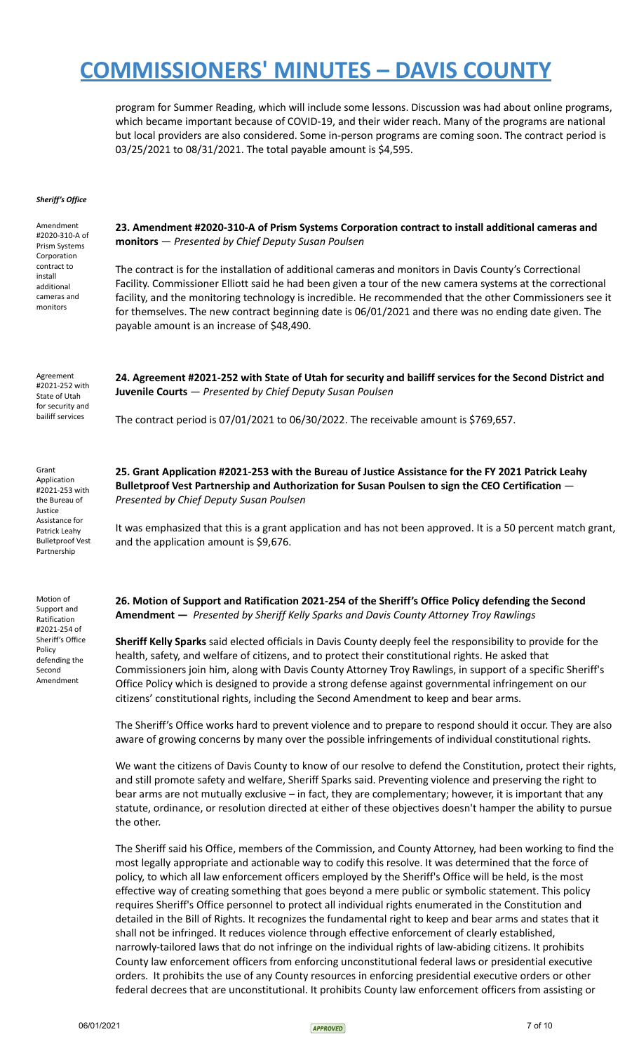program for Summer Reading, which will include some lessons. Discussion was had about online programs, which became important because of COVID-19, and their wider reach. Many of the programs are national but local providers are also considered. Some in-person programs are coming soon. The contract period is 03/25/2021 to 08/31/2021. The total payable amount is $4,595.

***Sheriff's Office***

Amendment #2020-310-A of Prism Systems Corporation contract to install additional cameras and monitors

**23. Amendment #2020-310-A of Prism Systems Corporation contract to install additional cameras and monitors** — *Presented by Chief Deputy Susan Poulsen*

The contract is for the installation of additional cameras and monitors in Davis County's Correctional Facility. Commissioner Elliott said he had been given a tour of the new camera systems at the correctional facility, and the monitoring technology is incredible. He recommended that the other Commissioners see it for themselves. The new contract beginning date is 06/01/2021 and there was no ending date given. The payable amount is an increase of $48,490.

Agreement #2021-252 with State of Utah for security and bailiff services

**24. Agreement #2021-252 with State of Utah for security and bailiff services for the Second District and Juvenile Courts** — *Presented by Chief Deputy Susan Poulsen*

The contract period is 07/01/2021 to 06/30/2022. The receivable amount is $769,657.

Grant Application #2021-253 with the Bureau of Justice Assistance for Patrick Leahy Bulletproof Vest Partnership

**25. Grant Application #2021-253 with the Bureau of Justice Assistance for the FY 2021 Patrick Leahy Bulletproof Vest Partnership and Authorization for Susan Poulsen to sign the CEO Certification** — *Presented by Chief Deputy Susan Poulsen*

It was emphasized that this is a grant application and has not been approved. It is a 50 percent match grant, and the application amount is $9,676.

Motion of Support and Ratification #2021-254 of Sheriff's Office Policy defending the Second Amendment

**26. Motion of Support and Ratification 2021-254 of the Sheriff's Office Policy defending the Second Amendment —** *Presented by Sheriff Kelly Sparks and Davis County Attorney Troy Rawlings*

**Sheriff Kelly Sparks** said elected officials in Davis County deeply feel the responsibility to provide for the health, safety, and welfare of citizens, and to protect their constitutional rights. He asked that Commissioners join him, along with Davis County Attorney Troy Rawlings, in support of a specific Sheriff's Office Policy which is designed to provide a strong defense against governmental infringement on our citizens' constitutional rights, including the Second Amendment to keep and bear arms.

The Sheriff's Office works hard to prevent violence and to prepare to respond should it occur. They are also aware of growing concerns by many over the possible infringements of individual constitutional rights.

We want the citizens of Davis County to know of our resolve to defend the Constitution, protect their rights, and still promote safety and welfare, Sheriff Sparks said. Preventing violence and preserving the right to bear arms are not mutually exclusive – in fact, they are complementary; however, it is important that any statute, ordinance, or resolution directed at either of these objectives doesn't hamper the ability to pursue the other.

The Sheriff said his Office, members of the Commission, and County Attorney, had been working to find the most legally appropriate and actionable way to codify this resolve. It was determined that the force of policy, to which all law enforcement officers employed by the Sheriff's Office will be held, is the most effective way of creating something that goes beyond a mere public or symbolic statement. This policy requires Sheriff's Office personnel to protect all individual rights enumerated in the Constitution and detailed in the Bill of Rights. It recognizes the fundamental right to keep and bear arms and states that it shall not be infringed. It reduces violence through effective enforcement of clearly established, narrowly-tailored laws that do not infringe on the individual rights of law-abiding citizens. It prohibits County law enforcement officers from enforcing unconstitutional federal laws or presidential executive orders. It prohibits the use of any County resources in enforcing presidential executive orders or other federal decrees that are unconstitutional. It prohibits County law enforcement officers from assisting or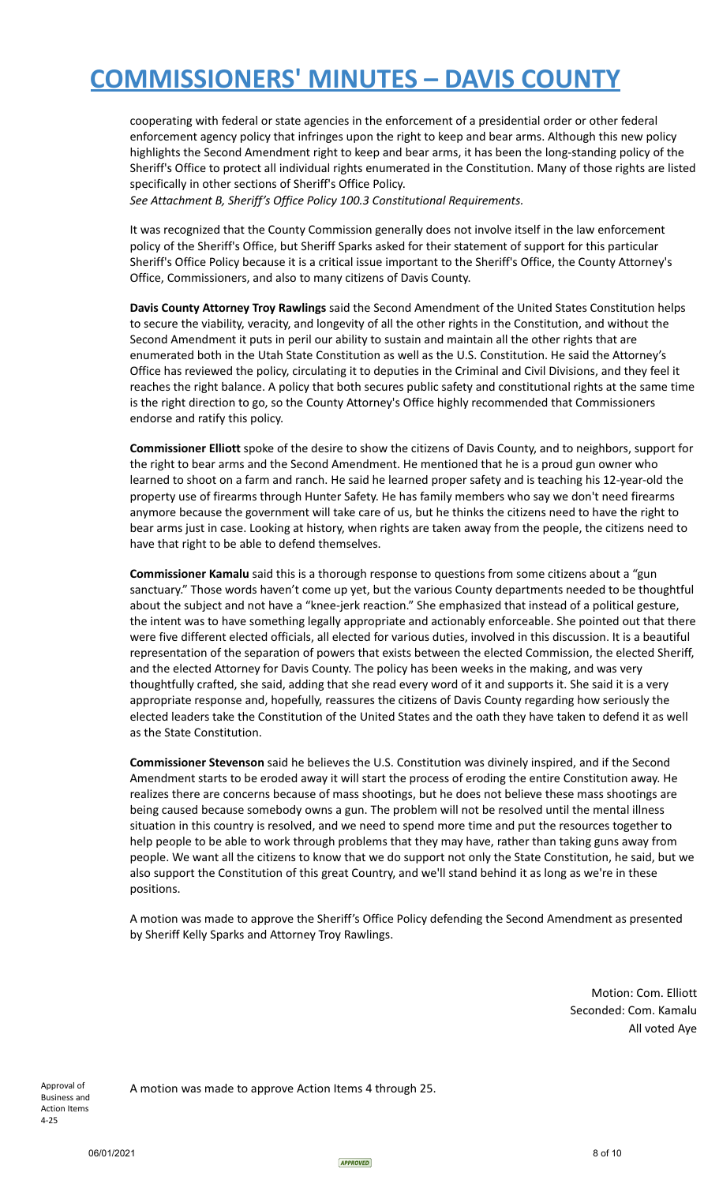cooperating with federal or state agencies in the enforcement of a presidential order or other federal enforcement agency policy that infringes upon the right to keep and bear arms. Although this new policy highlights the Second Amendment right to keep and bear arms, it has been the long-standing policy of the Sheriff's Office to protect all individual rights enumerated in the Constitution. Many of those rights are listed specifically in other sections of Sheriff's Office Policy.
*See Attachment B, Sheriff's Office Policy 100.3 Constitutional Requirements.*

It was recognized that the County Commission generally does not involve itself in the law enforcement policy of the Sheriff's Office, but Sheriff Sparks asked for their statement of support for this particular Sheriff's Office Policy because it is a critical issue important to the Sheriff's Office, the County Attorney's Office, Commissioners, and also to many citizens of Davis County.

**Davis County Attorney Troy Rawlings** said the Second Amendment of the United States Constitution helps to secure the viability, veracity, and longevity of all the other rights in the Constitution, and without the Second Amendment it puts in peril our ability to sustain and maintain all the other rights that are enumerated both in the Utah State Constitution as well as the U.S. Constitution. He said the Attorney's Office has reviewed the policy, circulating it to deputies in the Criminal and Civil Divisions, and they feel it reaches the right balance. A policy that both secures public safety and constitutional rights at the same time is the right direction to go, so the County Attorney's Office highly recommended that Commissioners endorse and ratify this policy.

**Commissioner Elliott** spoke of the desire to show the citizens of Davis County, and to neighbors, support for the right to bear arms and the Second Amendment. He mentioned that he is a proud gun owner who learned to shoot on a farm and ranch. He said he learned proper safety and is teaching his 12-year-old the property use of firearms through Hunter Safety. He has family members who say we don't need firearms anymore because the government will take care of us, but he thinks the citizens need to have the right to bear arms just in case. Looking at history, when rights are taken away from the people, the citizens need to have that right to be able to defend themselves.

**Commissioner Kamalu** said this is a thorough response to questions from some citizens about a "gun sanctuary." Those words haven't come up yet, but the various County departments needed to be thoughtful about the subject and not have a "knee-jerk reaction." She emphasized that instead of a political gesture, the intent was to have something legally appropriate and actionably enforceable. She pointed out that there were five different elected officials, all elected for various duties, involved in this discussion. It is a beautiful representation of the separation of powers that exists between the elected Commission, the elected Sheriff, and the elected Attorney for Davis County. The policy has been weeks in the making, and was very thoughtfully crafted, she said, adding that she read every word of it and supports it. She said it is a very appropriate response and, hopefully, reassures the citizens of Davis County regarding how seriously the elected leaders take the Constitution of the United States and the oath they have taken to defend it as well as the State Constitution.

**Commissioner Stevenson** said he believes the U.S. Constitution was divinely inspired, and if the Second Amendment starts to be eroded away it will start the process of eroding the entire Constitution away. He realizes there are concerns because of mass shootings, but he does not believe these mass shootings are being caused because somebody owns a gun. The problem will not be resolved until the mental illness situation in this country is resolved, and we need to spend more time and put the resources together to help people to be able to work through problems that they may have, rather than taking guns away from people. We want all the citizens to know that we do support not only the State Constitution, he said, but we also support the Constitution of this great Country, and we'll stand behind it as long as we're in these positions.

A motion was made to approve the Sheriff's Office Policy defending the Second Amendment as presented by Sheriff Kelly Sparks and Attorney Troy Rawlings.

Motion: Com. Elliott
Seconded: Com. Kamalu
All voted Aye

Approval of Business and Action Items 4-25

A motion was made to approve Action Items 4 through 25.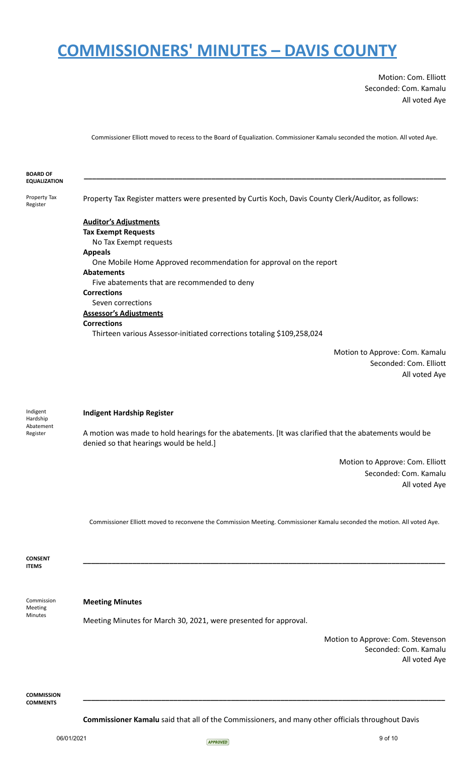Motion: Com. Elliott
Seconded: Com. Kamalu
All voted Aye

Commissioner Elliott moved to recess to the Board of Equalization. Commissioner Kamalu seconded the motion. All voted Aye.

**BOARD OF EQUALIZATION**

---

Property Tax Register

Property Tax Register matters were presented by Curtis Koch, Davis County Clerk/Auditor, as follows:

**Auditor's Adjustments**

**Tax Exempt Requests**

No Tax Exempt requests

**Appeals**

One Mobile Home Approved recommendation for approval on the report

**Abatements**

Five abatements that are recommended to deny

**Corrections**

Seven corrections

**Assessor's Adjustments**

**Corrections**

Thirteen various Assessor-initiated corrections totaling $109,258,024

Motion to Approve: Com. Kamalu
Seconded: Com. Elliott
All voted Aye

Indigent Hardship Abatement Register

**Indigent Hardship Register**

A motion was made to hold hearings for the abatements. [It was clarified that the abatements would be denied so that hearings would be held.]

Motion to Approve: Com. Elliott
Seconded: Com. Kamalu
All voted Aye

Commissioner Elliott moved to reconvene the Commission Meeting. Commissioner Kamalu seconded the motion. All voted Aye.

**CONSENT ITEMS**

---

Commission Meeting Minutes

**Meeting Minutes**

Meeting Minutes for March 30, 2021, were presented for approval.

Motion to Approve: Com. Stevenson
Seconded: Com. Kamalu
All voted Aye

**COMMISSION COMMENTS**

---

**Commissioner Kamalu** said that all of the Commissioners, and many other officials throughout Davis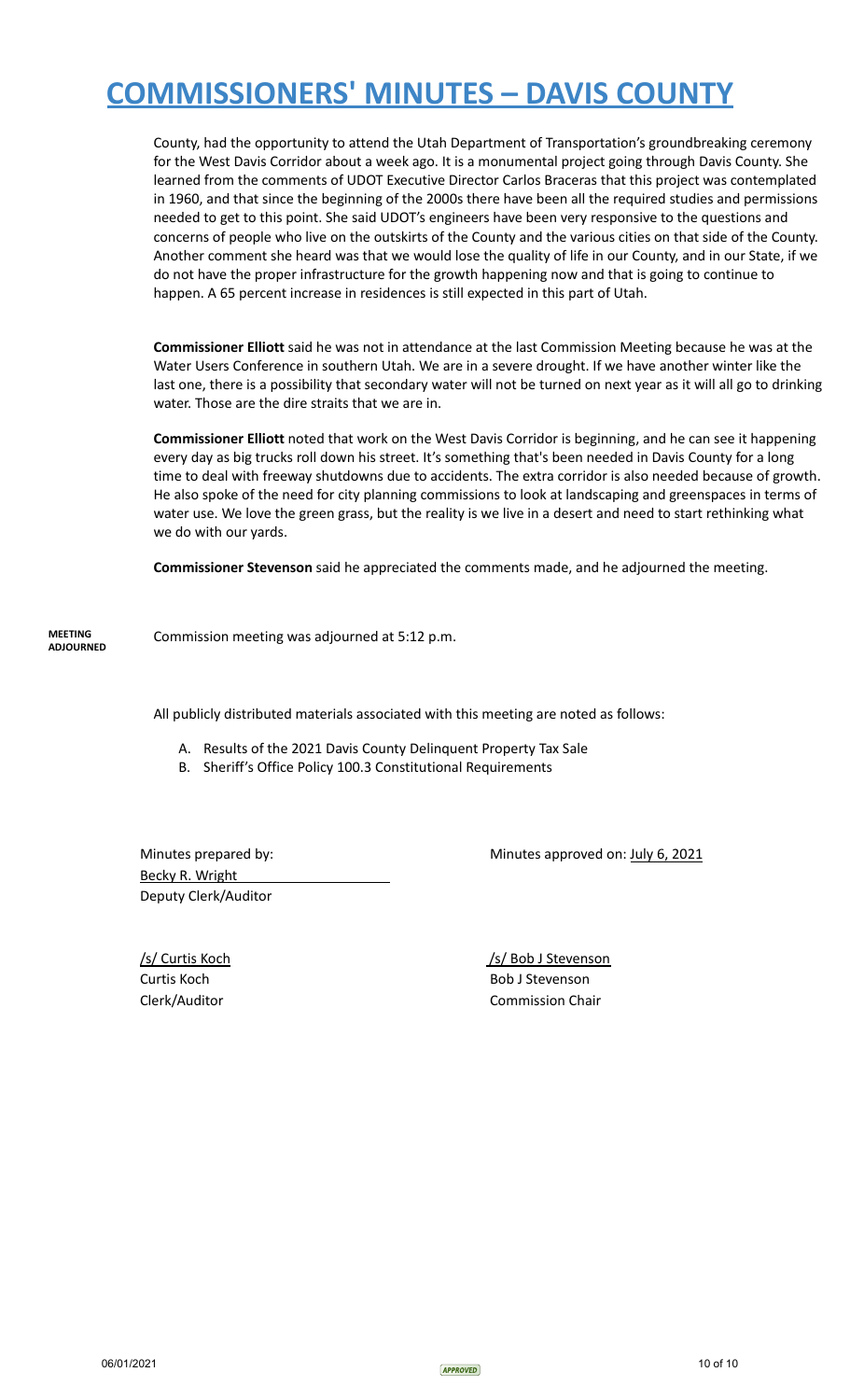County, had the opportunity to attend the Utah Department of Transportation's groundbreaking ceremony for the West Davis Corridor about a week ago. It is a monumental project going through Davis County. She learned from the comments of UDOT Executive Director Carlos Braceras that this project was contemplated in 1960, and that since the beginning of the 2000s there have been all the required studies and permissions needed to get to this point. She said UDOT's engineers have been very responsive to the questions and concerns of people who live on the outskirts of the County and the various cities on that side of the County. Another comment she heard was that we would lose the quality of life in our County, and in our State, if we do not have the proper infrastructure for the growth happening now and that is going to continue to happen. A 65 percent increase in residences is still expected in this part of Utah.

**Commissioner Elliott** said he was not in attendance at the last Commission Meeting because he was at the Water Users Conference in southern Utah. We are in a severe drought. If we have another winter like the last one, there is a possibility that secondary water will not be turned on next year as it will all go to drinking water. Those are the dire straits that we are in.

**Commissioner Elliott** noted that work on the West Davis Corridor is beginning, and he can see it happening every day as big trucks roll down his street. It's something that's been needed in Davis County for a long time to deal with freeway shutdowns due to accidents. The extra corridor is also needed because of growth. He also spoke of the need for city planning commissions to look at landscaping and greenspaces in terms of water use. We love the green grass, but the reality is we live in a desert and need to start rethinking what we do with our yards.

**Commissioner Stevenson** said he appreciated the comments made, and he adjourned the meeting.

**MEETING ADJOURNED**

Commission meeting was adjourned at 5:12 p.m.

All publicly distributed materials associated with this meeting are noted as follows:

A. Results of the 2021 Davis County Delinquent Property Tax Sale
B. Sheriff's Office Policy 100.3 Constitutional Requirements

Minutes prepared by:
Becky R. Wright
Deputy Clerk/Auditor

Minutes approved on: July 6, 2021

/s/ Curtis Koch
Curtis Koch
Clerk/Auditor

/s/ Bob J Stevenson
Bob J Stevenson
Commission Chair